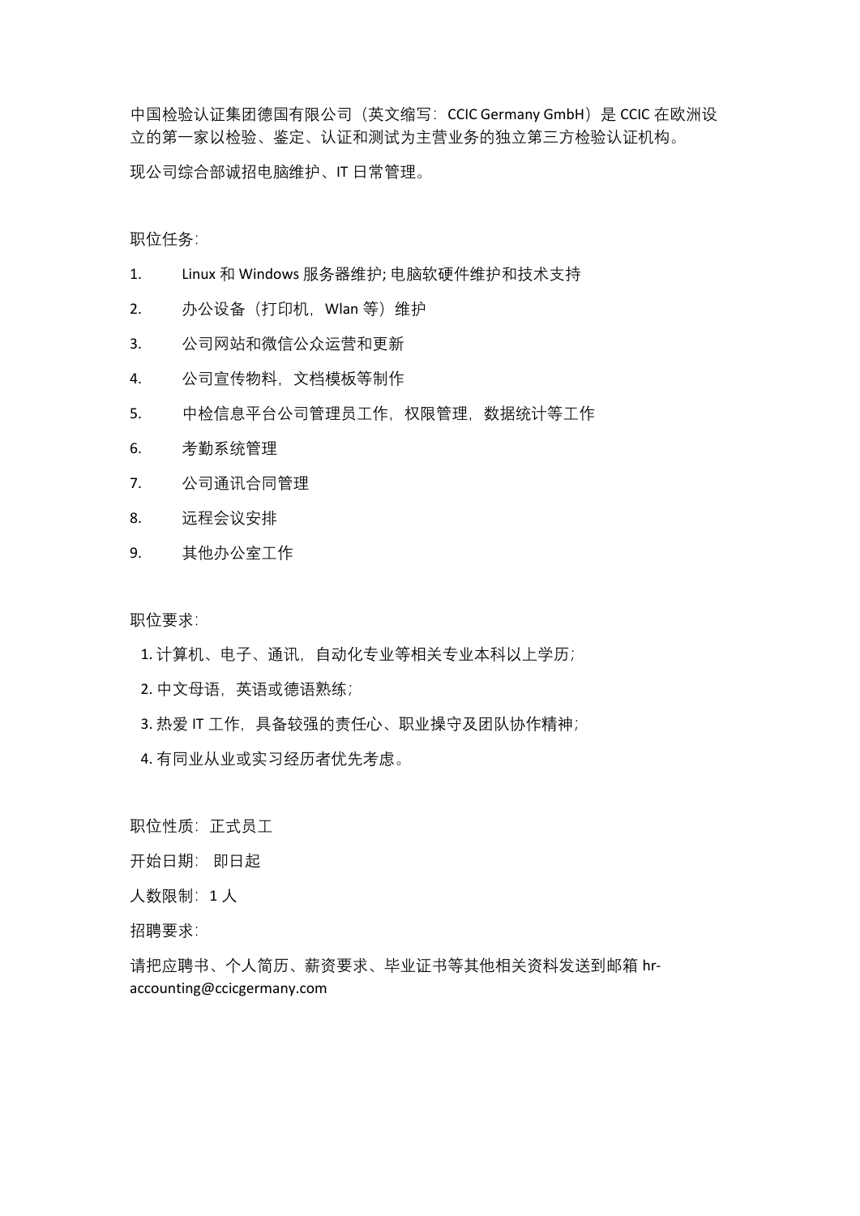中国检验认证集团德国有限公司（英文缩写：CCIC Germany GmbH）是 CCIC 在欧洲设立的第一家以检验、鉴定、认证和测试为主营业务的独立第三方检验认证机构。

现公司综合部诚招电脑维护、IT 日常管理。

职位任务：

1. Linux 和 Windows 服务器维护; 电脑软硬件维护和技术支持
2. 办公设备（打印机，Wlan 等）维护
3. 公司网站和微信公众运营和更新
4. 公司宣传物料，文档模板等制作
5. 中检信息平台公司管理员工作，权限管理，数据统计等工作
6. 考勤系统管理
7. 公司通讯合同管理
8. 远程会议安排
9. 其他办公室工作

职位要求：

1. 计算机、电子、通讯，自动化专业等相关专业本科以上学历；
2. 中文母语，英语或德语熟练；
3. 热爱 IT 工作，具备较强的责任心、职业操守及团队协作精神；
4. 有同业从业或实习经历者优先考虑。

职位性质：正式员工

开始日期： 即日起

人数限制：1 人

招聘要求：

请把应聘书、个人简历、薪资要求、毕业证书等其他相关资料发送到邮箱 hr-accounting@ccicgermany.com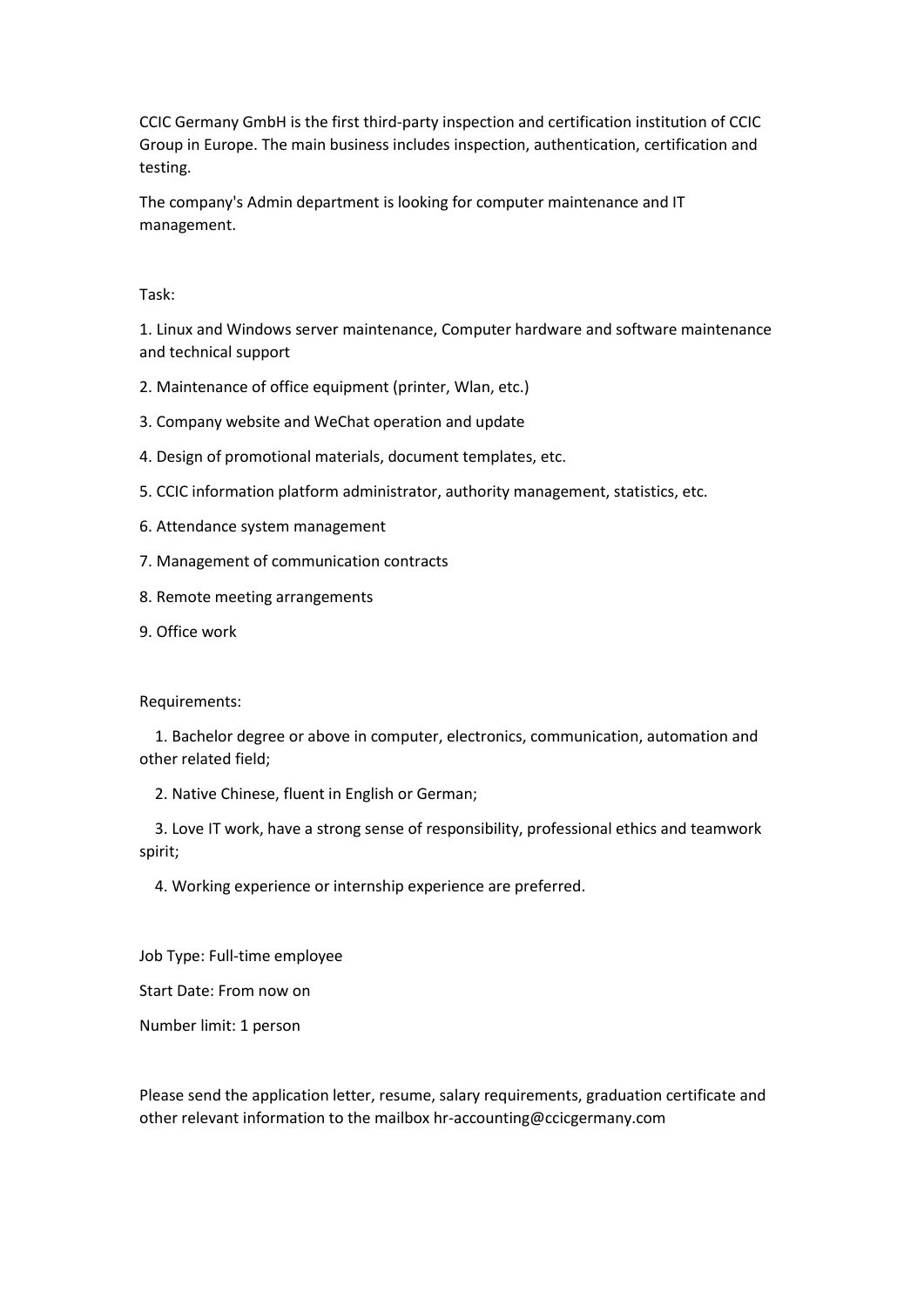CCIC Germany GmbH is the first third-party inspection and certification institution of CCIC Group in Europe. The main business includes inspection, authentication, certification and testing.

The company's Admin department is looking for computer maintenance and IT management.

Task:

1. Linux and Windows server maintenance, Computer hardware and software maintenance and technical support
2. Maintenance of office equipment (printer, Wlan, etc.)
3. Company website and WeChat operation and update
4. Design of promotional materials, document templates, etc.
5. CCIC information platform administrator, authority management, statistics, etc.
6. Attendance system management
7. Management of communication contracts
8. Remote meeting arrangements
9. Office work

Requirements:

1. Bachelor degree or above in computer, electronics, communication, automation and other related field;
2. Native Chinese, fluent in English or German;
3. Love IT work, have a strong sense of responsibility, professional ethics and teamwork spirit;
4. Working experience or internship experience are preferred.

Job Type: Full-time employee

Start Date: From now on

Number limit: 1 person

Please send the application letter, resume, salary requirements, graduation certificate and other relevant information to the mailbox hr-accounting@ccicgermany.com